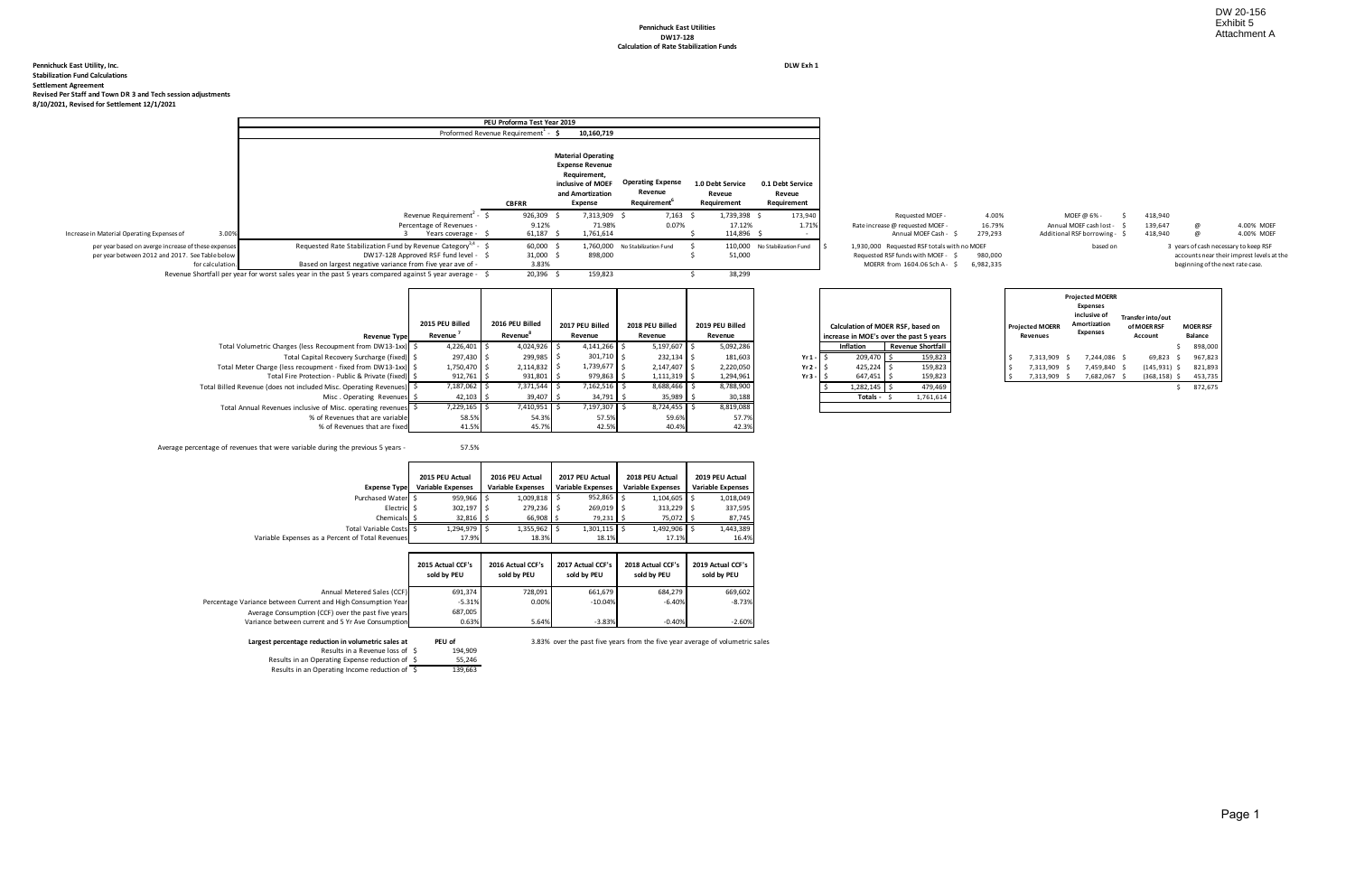DW 20-156
Exhibit 5
Attachment A

**Pennichuck East Utilities**
**DW17-128**
**Calculation of Rate Stabilization Funds**

**Pennichuck East Utility, Inc.**
**Stabilization Fund Calculations**
**Settlement Agreement**
**Revised Per Staff and Town DR 3 and Tech session adjustments**
**8/10/2021, Revised for Settlement 12/1/2021**

**DLW Exh 1**

PEU Proforma Test Year 2019

Proformed Revenue Requirement[1] - $ 10,160,719

| | CBFRR | Material Operating Expense Revenue Requirement, inclusive of MOEF and Amortization Expense | Operating Expense Revenue Requirement[6] | 1.0 Debt Service Reveue Requirement | 0.1 Debt Service Reveue Requirement |
|---|---|---|---|---|---|
| Revenue Requirement[2] - | $ 926,309 | $ 7,313,909 | $ 7,163 | $ 1,739,398 | $ 173,940 |
| Percentage of Revenues - | 9.12% | 71.98% | 0.07% | 17.12% | 1.71% |
| 3 Years coverage - | $ 61,187 | $ 1,761,614 | | $ 114,896 | $ - |
| Requested Rate Stabilization Fund by Revenue Category[3,4] - | $ 60,000 | $ 1,760,000 | No Stabilization Fund | $ 110,000 | No Stabilization Fund |
| DW17-128 Approved RSF fund level - | $ 31,000 | $ 898,000 | | $ 51,000 | |
| Based on largest negative variance from five year ave of - | 3.83% | | | | |
| Revenue Shortfall per year for worst sales year in the past 5 years compared against 5 year average - | $ 20,396 | $ 159,823 | | $ 38,299 | |

Increase in Material Operating Expenses of 3.00% per year based on averge increase of these expenses per year between 2012 and 2017. See Table below for calculation.

| | | |
|---|---|---|
| Requested MOEF - | 4.00% | |
| Rate increase @ requested MOEF - | 16.79% | |
| Annual MOEF Cash - | $ 279,293 | |
| $ 1,930,000 Requested RSF totals with no MOEF | | |
| Requested RSF funds with MOEF - | $ 980,000 | |
| MOERR from 1604.06 Sch A - | $ 6,982,335 | |

| | | | |
|---|---|---|---|
| MOEF @ 6% - | $ 418,940 | | |
| Annual MOEF cash lost - | $ 139,647 | @ | 4.00% MOEF |
| Additional RSF borrowing - | $ 418,940 | @ | 4.00% MOEF |

based on 3 years of cash necessary to keep RSF accounts near their imprest levels at the beginning of the next rate case.

| Revenue Type | 2015 PEU Billed Revenue[7] | 2016 PEU Billed Revenue[8] | 2017 PEU Billed Revenue | 2018 PEU Billed Revenue | 2019 PEU Billed Revenue |
|---|---|---|---|---|---|
| Total Volumetric Charges (less Recoupment from DW13-1xx) | $ 4,226,401 | $ 4,024,926 | $ 4,141,266 | $ 5,197,607 | $ 5,092,286 |
| Total Capital Recovery Surcharge (fixed) | $ 297,430 | $ 299,985 | $ 301,710 | $ 232,134 | $ 181,603 |
| Total Meter Charge (less recoupment - fixed from DW13-1xx) | $ 1,750,470 | $ 2,114,832 | $ 1,739,677 | $ 2,147,407 | $ 2,220,050 |
| Total Fire Protection - Public & Private (fixed) | $ 912,761 | $ 931,801 | $ 979,863 | $ 1,111,319 | $ 1,294,961 |
| Total Billed Revenue (does not included Misc. Operating Revenues) | $ 7,187,062 | $ 7,371,544 | $ 7,162,516 | $ 8,688,466 | $ 8,788,900 |
| Misc . Operating Revenues | $ 42,103 | $ 39,407 | $ 34,791 | $ 35,989 | $ 30,188 |
| Total Annual Revenues inclusive of Misc. operating revenues | $ 7,229,165 | $ 7,410,951 | $ 7,197,307 | $ 8,724,455 | $ 8,819,088 |
| % of Revenues that are variable | 58.5% | 54.3% | 57.5% | 59.6% | 57.7% |
| % of Revenues that are fixed | 41.5% | 45.7% | 42.5% | 40.4% | 42.3% |

Calculation of MOER RSF, based on increase in MOE's over the past 5 years

| | Inflation | Revenue Shortfall |
|---|---|---|
| Yr 1 - | $ 209,470 | $ 159,823 |
| Yr 2 - | $ 425,224 | $ 159,823 |
| Yr 3 - | $ 647,451 | $ 159,823 |
| | $ 1,282,145 | $ 479,469 |
| | Totals - | $ 1,761,614 |

| Projected MOERR Revenues | Projected MOERR Expenses inclusive of Amortization Expenses | Transfer into/out of MOER RSF Account | MOER RSF Balance |
|---|---|---|---|
| | | | $ 898,000 |
| $ 7,313,909 | $ 7,244,086 | $ 69,823 | $ 967,823 |
| $ 7,313,909 | $ 7,459,840 | $ (145,931) | $ 821,893 |
| $ 7,313,909 | $ 7,682,067 | $ (368,158) | $ 453,735 |
| | | | $ 872,675 |

Average percentage of revenues that were variable during the previous 5 years - 57.5%

| Expense Type | 2015 PEU Actual Variable Expenses | 2016 PEU Actual Variable Expenses | 2017 PEU Actual Variable Expenses | 2018 PEU Actual Variable Expenses | 2019 PEU Actual Variable Expenses |
|---|---|---|---|---|---|
| Purchased Water | $ 959,966 | $ 1,009,818 | $ 952,865 | $ 1,104,605 | $ 1,018,049 |
| Electric | $ 302,197 | $ 279,236 | $ 269,019 | $ 313,229 | $ 337,595 |
| Chemicals | $ 32,816 | $ 66,908 | $ 79,231 | $ 75,072 | $ 87,745 |
| Total Variable Costs | $ 1,294,979 | $ 1,355,962 | $ 1,301,115 | $ 1,492,906 | $ 1,443,389 |
| Variable Expenses as a Percent of Total Revenues | 17.9% | 18.3% | 18.1% | 17.1% | 16.4% |

| | 2015 Actual CCF's sold by PEU | 2016 Actual CCF's sold by PEU | 2017 Actual CCF's sold by PEU | 2018 Actual CCF's sold by PEU | 2019 Actual CCF's sold by PEU |
|---|---|---|---|---|---|
| Annual Metered Sales (CCF) | 691,374 | 728,091 | 661,679 | 684,279 | 669,602 |
| Percentage Variance between Current and High Consumption Year | -5.31% | 0.00% | -10.04% | -6.40% | -8.73% |
| Average Consumption (CCF) over the past five years | 687,005 | | | | |
| Variance between current and 5 Yr Ave Consumption | 0.63% | 5.64% | -3.83% | -0.40% | -2.60% |

**Largest percentage reduction in volumetric sales at** **PEU of** 3.83% over the past five years from the five year average of volumetric sales

| | |
|---|---|
| Results in a Revenue loss of | $ 194,909 |
| Results in an Operating Expense reduction of | $ 55,246 |
| Results in an Operating Income reduction of | $ 139,663 |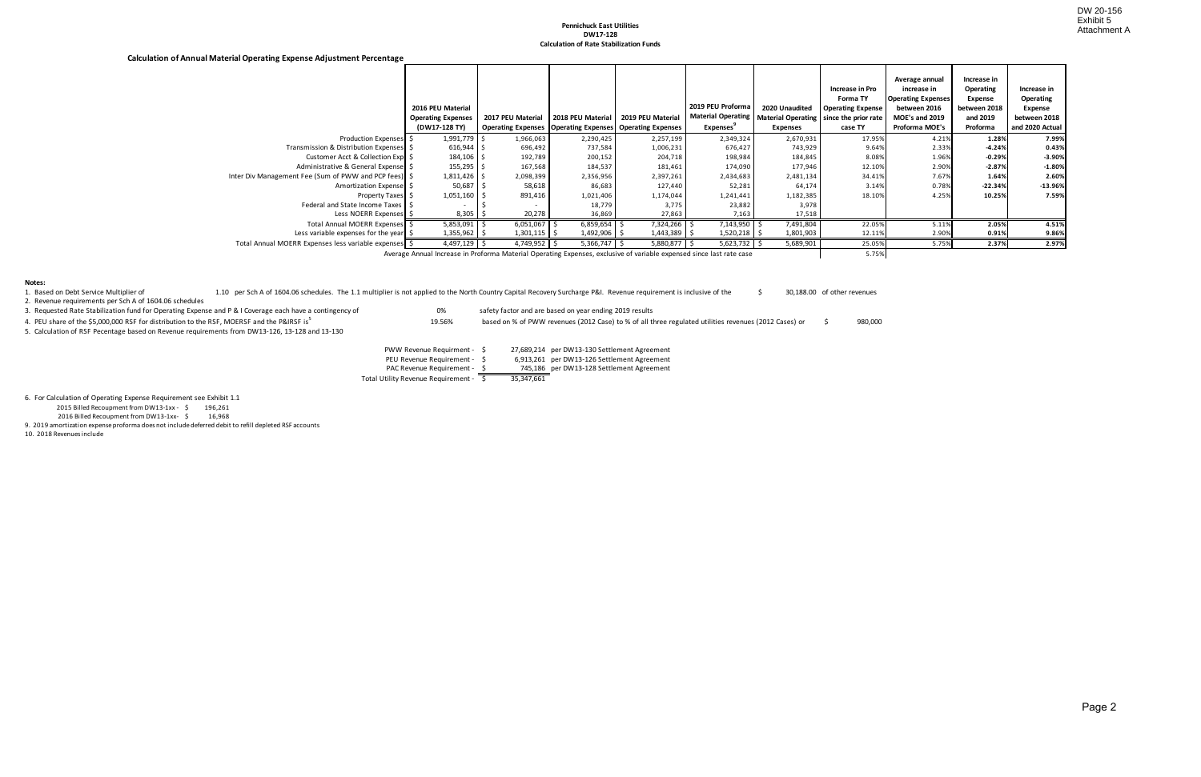DW 20-156
Exhibit 5
Attachment A

**Pennichuck East Utilities**
**DW17-128**
**Calculation of Rate Stabilization Funds**

**Calculation of Annual Material Operating Expense Adjustment Percentage**

| | 2016 PEU Material Operating Expenses (DW17-128 TY) | 2017 PEU Material Operating Expenses | 2018 PEU Material Operating Expenses | 2019 PEU Material Operating Expenses | 2019 PEU Proforma Material Operating Expenses[9] | 2020 Unaudited Material Operating Expenses | Increase in Pro Forma TY Operating Expense since the prior rate case TY | Average annual increase in Operating Expenses between 2016 MOE's and 2019 Proforma MOE's | Increase in Operating Expense between 2018 and 2019 Proforma | Increase in Operating Expense between 2018 and 2020 Actual |
|---|---|---|---|---|---|---|---|---|---|---|
| Production Expenses | $ 1,991,779 | $ 1,966,063 | 2,290,425 | 2,257,199 | 2,349,324 | 2,670,931 | 17.95% | 4.21% | 1.28% | 7.99% |
| Transmission & Distribution Expenses | $ 616,944 | $ 696,492 | 737,584 | 1,006,231 | 676,427 | 743,929 | 9.64% | 2.33% | -4.24% | 0.43% |
| Customer Acct & Collection Exp | $ 184,106 | $ 192,789 | 200,152 | 204,718 | 198,984 | 184,845 | 8.08% | 1.96% | -0.29% | -3.90% |
| Administrative & General Expense | $ 155,295 | $ 167,568 | 184,537 | 181,461 | 174,090 | 177,946 | 12.10% | 2.90% | -2.87% | -1.80% |
| Inter Div Management Fee (Sum of PWW and PCP fees) | $ 1,811,426 | $ 2,098,399 | 2,356,956 | 2,397,261 | 2,434,683 | 2,481,134 | 34.41% | 7.67% | 1.64% | 2.60% |
| Amortization Expense | $ 50,687 | $ 58,618 | 86,683 | 127,440 | 52,281 | 64,174 | 3.14% | 0.78% | -22.34% | -13.96% |
| Property Taxes | $ 1,051,160 | $ 891,416 | 1,021,406 | 1,174,044 | 1,241,441 | 1,182,385 | 18.10% | 4.25% | 10.25% | 7.59% |
| Federal and State Income Taxes | $ - | $ - | 18,779 | 3,775 | 23,882 | 3,978 | | | | |
| Less NOERR Expenses | $ 8,305 | $ 20,278 | 36,869 | 27,863 | 7,163 | 17,518 | | | | |
| Total Annual MOERR Expenses | $ 5,853,091 | $ 6,051,067 | $ 6,859,654 | $ 7,324,266 | $ 7,143,950 | $ 7,491,804 | 22.05% | 5.11% | 2.05% | 4.51% |
| Less variable expenses for the year | $ 1,355,962 | $ 1,301,115 | $ 1,492,906 | $ 1,443,389 | $ 1,520,218 | $ 1,801,903 | 12.11% | 2.90% | 0.91% | 9.86% |
| Total Annual MOERR Expenses less variable expenses | $ 4,497,129 | $ 4,749,952 | $ 5,366,747 | $ 5,880,877 | $ 5,623,732 | $ 5,689,901 | 25.05% | 5.75% | 2.37% | 2.97% |
| Average Annual Increase in Proforma Material Operating Expenses, exclusive of variable expensed since last rate case | | | | | | | 5.75% | | | |

**Notes:**

1. Based on Debt Service Multiplier of 1.10 per Sch A of 1604.06 schedules. The 1.1 multiplier is not applied to the North Country Capital Recovery Surcharge P&I. Revenue requirement is inclusive of the $ 30,188.00 of other revenues
2. Revenue requirements per Sch A of 1604.06 schedules
3. Requested Rate Stabilization fund for Operating Expense and P & I Coverage each have a contingency of 0% safety factor and are based on year ending 2019 results
4. PEU share of the $5,000,000 RSF for distribution to the RSF, MOERSF and the P&IRSF is[5] 19.56% based on % of PWW revenues (2012 Case) to % of all three regulated utilities revenues (2012 Cases) or $ 980,000
5. Calculation of RSF Pecentage based on Revenue requirements from DW13-126, 13-128 and 13-130

| | | |
|---|---|---|
| PWW Revenue Requirment - | $ 27,689,214 | per DW13-130 Settlement Agreement |
| PEU Revenue Requirement - | $ 6,913,261 | per DW13-126 Settlement Agreement |
| PAC Revenue Requirement - | $ 745,186 | per DW13-128 Settlement Agreement |
| Total Utility Revenue Requirement - | $ 35,347,661 | |

6. For Calculation of Operating Expense Requirement see Exhibit 1.1
   - 2015 Billed Recoupment from DW13-1xx - $ 196,261
   - 2016 Billed Recoupment from DW13-1xx- $ 16,968
9. 2019 amortization expense proforma does not include deferred debit to refill depleted RSF accounts
10. 2018 Revenues include